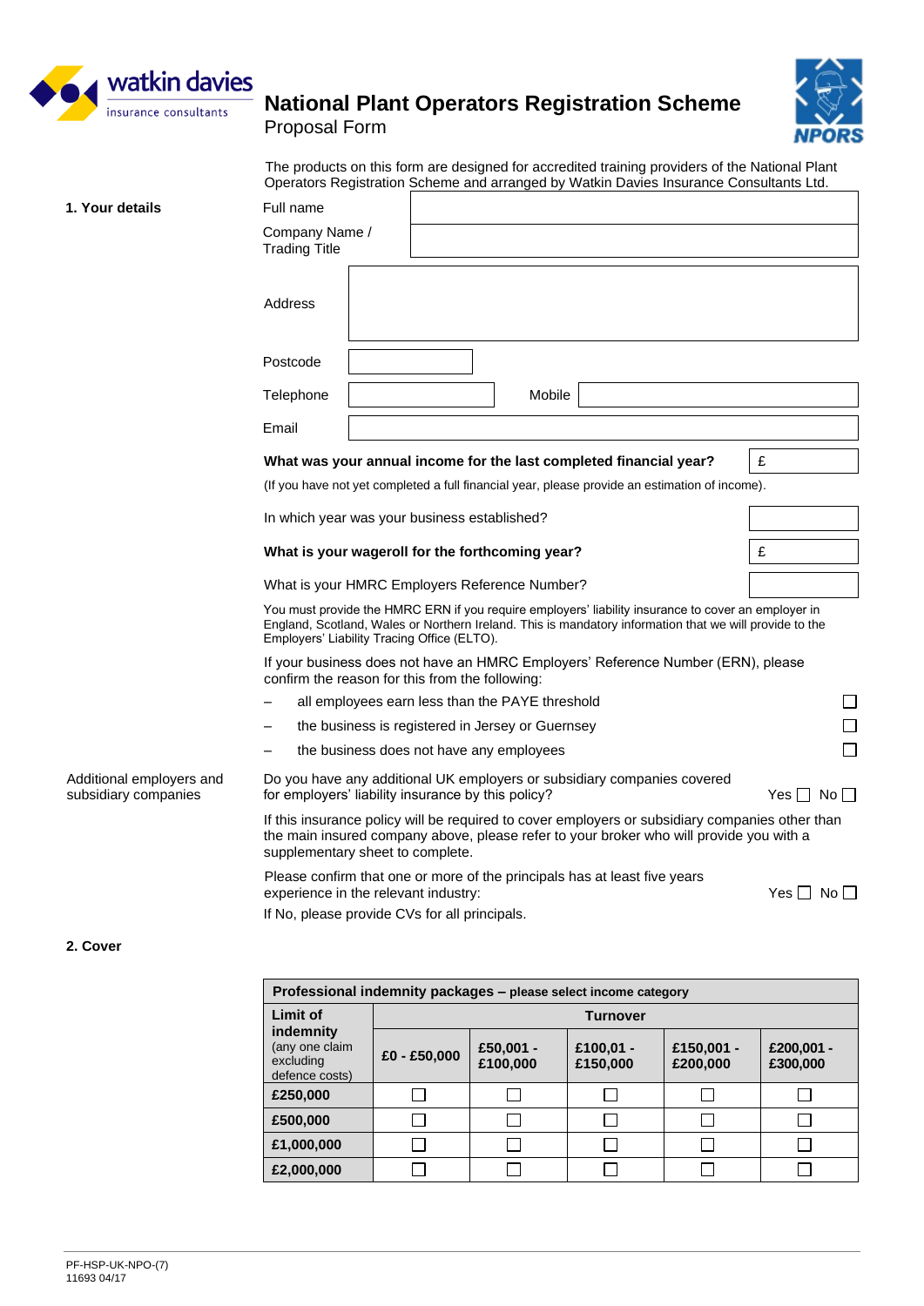watkin davies
insurance consultants

# National Plant Operators Registration Scheme

Proposal Form

NPORS

The products on this form are designed for accredited training providers of the National Plant Operators Registration Scheme and arranged by Watkin Davies Insurance Consultants Ltd.

## 1. Your details

Full name

Company Name / Trading Title

Address

Postcode

Telephone                Mobile

Email

**What was your annual income for the last completed financial year?** £

(If you have not yet completed a full financial year, please provide an estimation of income).

In which year was your business established?

**What is your wageroll for the forthcoming year?** £

What is your HMRC Employers Reference Number?

You must provide the HMRC ERN if you require employers' liability insurance to cover an employer in England, Scotland, Wales or Northern Ireland. This is mandatory information that we will provide to the Employers' Liability Tracing Office (ELTO).

If your business does not have an HMRC Employers' Reference Number (ERN), please confirm the reason for this from the following:

- all employees earn less than the PAYE threshold ☐
- the business is registered in Jersey or Guernsey ☐
- the business does not have any employees ☐

Additional employers and subsidiary companies

Do you have any additional UK employers or subsidiary companies covered for employers' liability insurance by this policy? Yes ☐ No ☐

If this insurance policy will be required to cover employers or subsidiary companies other than the main insured company above, please refer to your broker who will provide you with a supplementary sheet to complete.

Please confirm that one or more of the principals has at least five years experience in the relevant industry: Yes ☐ No ☐

If No, please provide CVs for all principals.

## 2. Cover

**Professional indemnity packages – please select income category**

| **Limit of indemnity** (any one claim excluding defence costs) | **Turnover** | | | | |
|---|---|---|---|---|---|
| | **£0 - £50,000** | **£50,001 - £100,000** | **£100,01 - £150,000** | **£150,001 - £200,000** | **£200,001 - £300,000** |
| **£250,000** | ☐ | ☐ | ☐ | ☐ | ☐ |
| **£500,000** | ☐ | ☐ | ☐ | ☐ | ☐ |
| **£1,000,000** | ☐ | ☐ | ☐ | ☐ | ☐ |
| **£2,000,000** | ☐ | ☐ | ☐ | ☐ | ☐ |

PF-HSP-UK-NPO-(7)
11693 04/17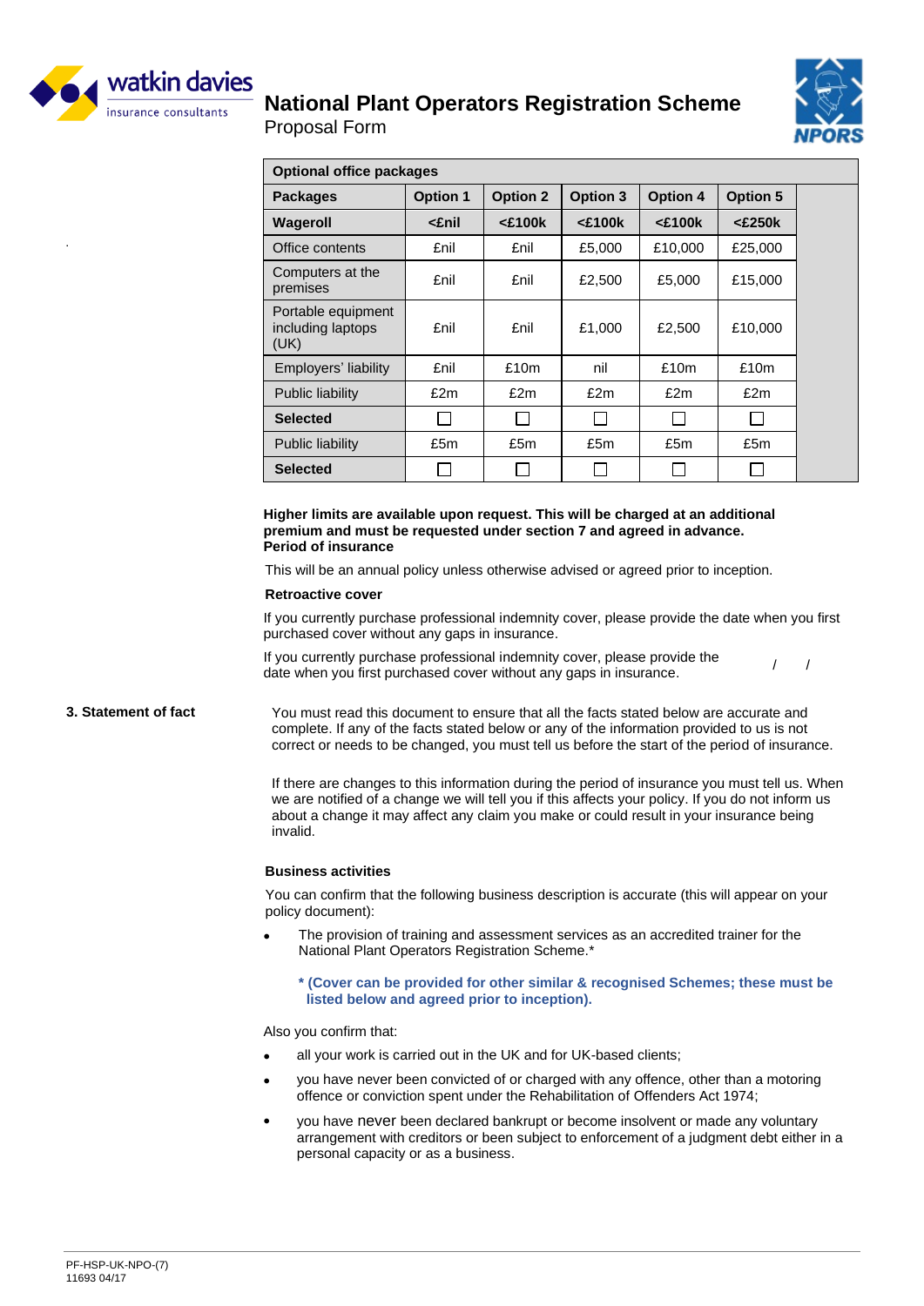# National Plant Operators Registration Scheme

Proposal Form

| Optional office packages | | | | | | |
|---|---|---|---|---|---|---|
| **Packages** | **Option 1** | **Option 2** | **Option 3** | **Option 4** | **Option 5** | |
| **Wageroll** | **<£nil** | **<£100k** | **<£100k** | **<£100k** | **<£250k** | |
| Office contents | £nil | £nil | £5,000 | £10,000 | £25,000 | |
| Computers at the premises | £nil | £nil | £2,500 | £5,000 | £15,000 | |
| Portable equipment including laptops (UK) | £nil | £nil | £1,000 | £2,500 | £10,000 | |
| Employers' liability | £nil | £10m | nil | £10m | £10m | |
| Public liability | £2m | £2m | £2m | £2m | £2m | |
| **Selected** | ☐ | ☐ | ☐ | ☐ | ☐ | |
| Public liability | £5m | £5m | £5m | £5m | £5m | |
| **Selected** | ☐ | ☐ | ☐ | ☐ | ☐ | |

**Higher limits are available upon request. This will be charged at an additional premium and must be requested under section 7 and agreed in advance.**

**Period of insurance**

This will be an annual policy unless otherwise advised or agreed prior to inception.

**Retroactive cover**

If you currently purchase professional indemnity cover, please provide the date when you first purchased cover without any gaps in insurance.

If you currently purchase professional indemnity cover, please provide the date when you first purchased cover without any gaps in insurance. / /

## 3. Statement of fact

You must read this document to ensure that all the facts stated below are accurate and complete. If any of the facts stated below or any of the information provided to us is not correct or needs to be changed, you must tell us before the start of the period of insurance.

If there are changes to this information during the period of insurance you must tell us. When we are notified of a change we will tell you if this affects your policy. If you do not inform us about a change it may affect any claim you make or could result in your insurance being invalid.

**Business activities**

You can confirm that the following business description is accurate (this will appear on your policy document):

- The provision of training and assessment services as an accredited trainer for the National Plant Operators Registration Scheme.*

  **\* (Cover can be provided for other similar & recognised Schemes; these must be listed below and agreed prior to inception).**

Also you confirm that:

- all your work is carried out in the UK and for UK-based clients;
- you have never been convicted of or charged with any offence, other than a motoring offence or conviction spent under the Rehabilitation of Offenders Act 1974;
- you have never been declared bankrupt or become insolvent or made any voluntary arrangement with creditors or been subject to enforcement of a judgment debt either in a personal capacity or as a business.

PF-HSP-UK-NPO-(7)
11693 04/17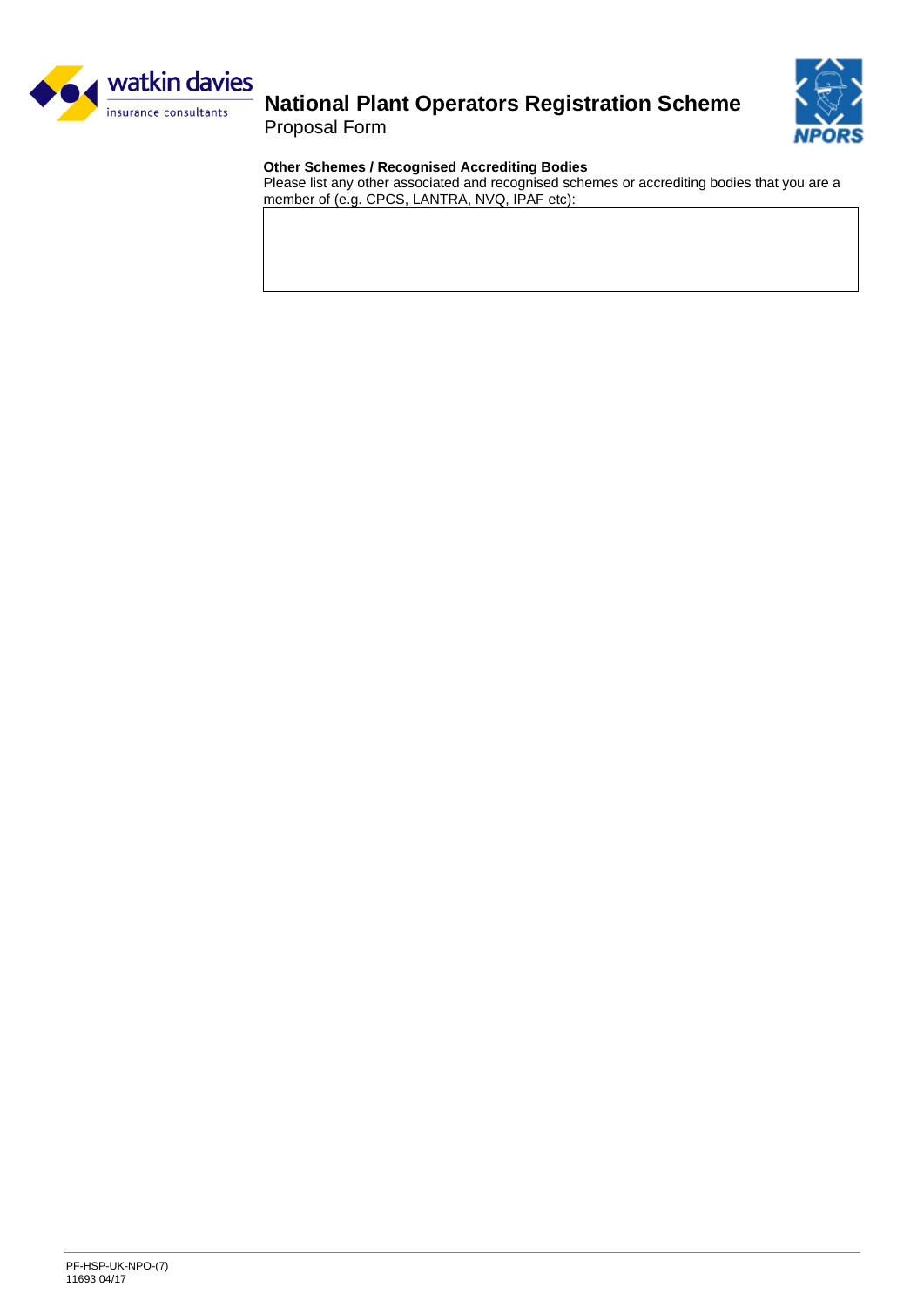### Other Schemes / Recognised Accrediting Bodies

Please list any other associated and recognised schemes or accrediting bodies that you are a member of (e.g. CPCS, LANTRA, NVQ, IPAF etc):

| |
|---|
| |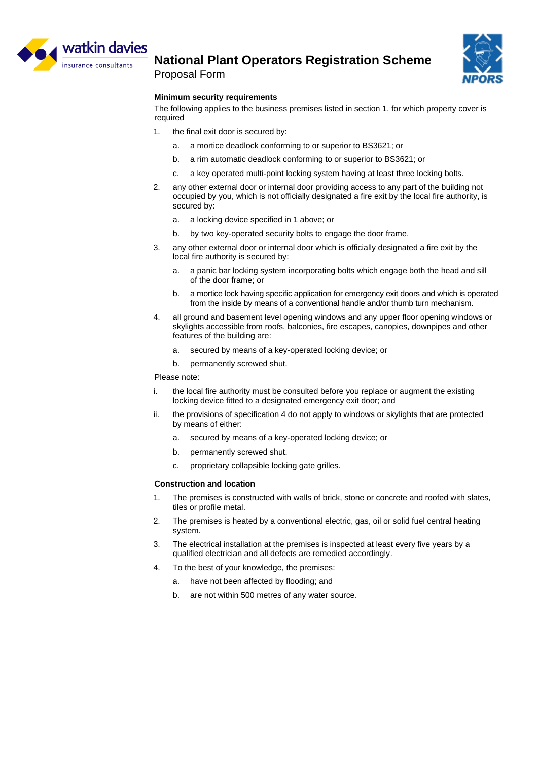# National Plant Operators Registration Scheme

Proposal Form

**Minimum security requirements**

The following applies to the business premises listed in section 1, for which property cover is required

1. the final exit door is secured by:
   a. a mortice deadlock conforming to or superior to BS3621; or
   b. a rim automatic deadlock conforming to or superior to BS3621; or
   c. a key operated multi-point locking system having at least three locking bolts.
2. any other external door or internal door providing access to any part of the building not occupied by you, which is not officially designated a fire exit by the local fire authority, is secured by:
   a. a locking device specified in 1 above; or
   b. by two key-operated security bolts to engage the door frame.
3. any other external door or internal door which is officially designated a fire exit by the local fire authority is secured by:
   a. a panic bar locking system incorporating bolts which engage both the head and sill of the door frame; or
   b. a mortice lock having specific application for emergency exit doors and which is operated from the inside by means of a conventional handle and/or thumb turn mechanism.
4. all ground and basement level opening windows and any upper floor opening windows or skylights accessible from roofs, balconies, fire escapes, canopies, downpipes and other features of the building are:
   a. secured by means of a key-operated locking device; or
   b. permanently screwed shut.

Please note:

i. the local fire authority must be consulted before you replace or augment the existing locking device fitted to a designated emergency exit door; and

ii. the provisions of specification 4 do not apply to windows or skylights that are protected by means of either:
   a. secured by means of a key-operated locking device; or
   b. permanently screwed shut.
   c. proprietary collapsible locking gate grilles.

**Construction and location**

1. The premises is constructed with walls of brick, stone or concrete and roofed with slates, tiles or profile metal.
2. The premises is heated by a conventional electric, gas, oil or solid fuel central heating system.
3. The electrical installation at the premises is inspected at least every five years by a qualified electrician and all defects are remedied accordingly.
4. To the best of your knowledge, the premises:
   a. have not been affected by flooding; and
   b. are not within 500 metres of any water source.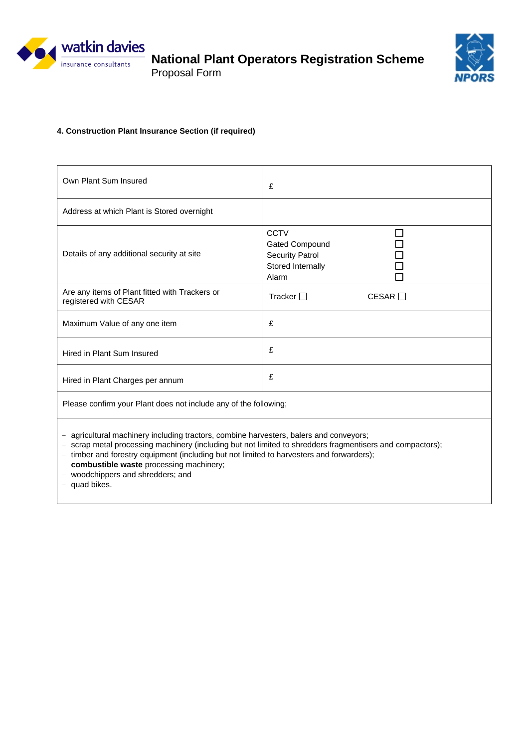**National Plant Operators Registration Scheme**
Proposal Form

#### 4. Construction Plant Insurance Section (if required)

| | |
|---|---|
| Own Plant Sum Insured | £ |
| Address at which Plant is Stored overnight | |
| Details of any additional security at site | CCTV ☐<br>Gated Compound ☐<br>Security Patrol ☐<br>Stored Internally ☐<br>Alarm ☐ |
| Are any items of Plant fitted with Trackers or registered with CESAR | Tracker ☐ CESAR ☐ |
| Maximum Value of any one item | £ |
| Hired in Plant Sum Insured | £ |
| Hired in Plant Charges per annum | £ |

Please confirm your Plant does not include any of the following;

- agricultural machinery including tractors, combine harvesters, balers and conveyors;
- scrap metal processing machinery (including but not limited to shredders fragmentisers and compactors);
- timber and forestry equipment (including but not limited to harvesters and forwarders);
- **combustible waste** processing machinery;
- woodchippers and shredders; and
- quad bikes.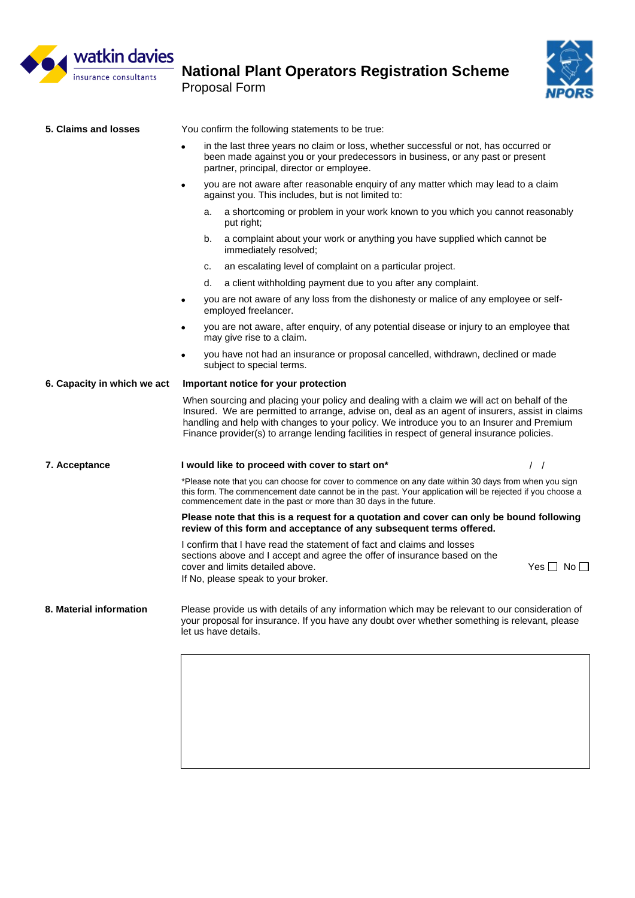# National Plant Operators Registration Scheme

Proposal Form

## 5. Claims and losses

You confirm the following statements to be true:

- in the last three years no claim or loss, whether successful or not, has occurred or been made against you or your predecessors in business, or any past or present partner, principal, director or employee.
- you are not aware after reasonable enquiry of any matter which may lead to a claim against you. This includes, but is not limited to:
  a. a shortcoming or problem in your work known to you which you cannot reasonably put right;
  b. a complaint about your work or anything you have supplied which cannot be immediately resolved;
  c. an escalating level of complaint on a particular project.
  d. a client withholding payment due to you after any complaint.
- you are not aware of any loss from the dishonesty or malice of any employee or self-employed freelancer.
- you are not aware, after enquiry, of any potential disease or injury to an employee that may give rise to a claim.
- you have not had an insurance or proposal cancelled, withdrawn, declined or made subject to special terms.

## 6. Capacity in which we act

**Important notice for your protection**

When sourcing and placing your policy and dealing with a claim we will act on behalf of the Insured. We are permitted to arrange, advise on, deal as an agent of insurers, assist in claims handling and help with changes to your policy. We introduce you to an Insurer and Premium Finance provider(s) to arrange lending facilities in respect of general insurance policies.

## 7. Acceptance

**I would like to proceed with cover to start on*** / /

*Please note that you can choose for cover to commence on any date within 30 days from when you sign this form. The commencement date cannot be in the past. Your application will be rejected if you choose a commencement date in the past or more than 30 days in the future.

**Please note that this is a request for a quotation and cover can only be bound following review of this form and acceptance of any subsequent terms offered.**

I confirm that I have read the statement of fact and claims and losses sections above and I accept and agree the offer of insurance based on the cover and limits detailed above. Yes ☐ No ☐

If No, please speak to your broker.

## 8. Material information

Please provide us with details of any information which may be relevant to our consideration of your proposal for insurance. If you have any doubt over whether something is relevant, please let us have details.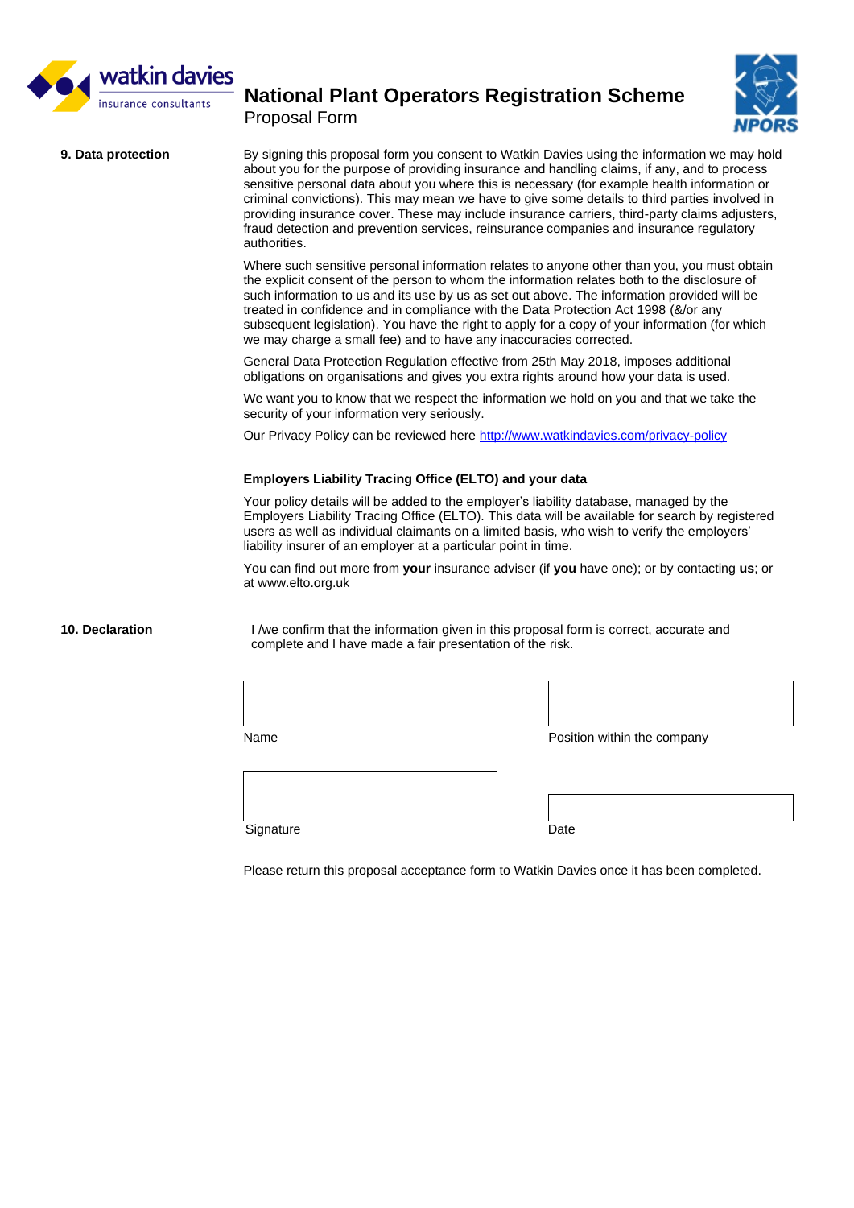# National Plant Operators Registration Scheme

Proposal Form

**9. Data protection**

By signing this proposal form you consent to Watkin Davies using the information we may hold about you for the purpose of providing insurance and handling claims, if any, and to process sensitive personal data about you where this is necessary (for example health information or criminal convictions). This may mean we have to give some details to third parties involved in providing insurance cover. These may include insurance carriers, third-party claims adjusters, fraud detection and prevention services, reinsurance companies and insurance regulatory authorities.

Where such sensitive personal information relates to anyone other than you, you must obtain the explicit consent of the person to whom the information relates both to the disclosure of such information to us and its use by us as set out above. The information provided will be treated in confidence and in compliance with the Data Protection Act 1998 (&/or any subsequent legislation). You have the right to apply for a copy of your information (for which we may charge a small fee) and to have any inaccuracies corrected.

General Data Protection Regulation effective from 25th May 2018, imposes additional obligations on organisations and gives you extra rights around how your data is used.

We want you to know that we respect the information we hold on you and that we take the security of your information very seriously.

Our Privacy Policy can be reviewed here http://www.watkindavies.com/privacy-policy

**Employers Liability Tracing Office (ELTO) and your data**

Your policy details will be added to the employer's liability database, managed by the Employers Liability Tracing Office (ELTO). This data will be available for search by registered users as well as individual claimants on a limited basis, who wish to verify the employers' liability insurer of an employer at a particular point in time.

You can find out more from **your** insurance adviser (if **you** have one); or by contacting **us**; or at www.elto.org.uk

**10. Declaration**

I /we confirm that the information given in this proposal form is correct, accurate and complete and I have made a fair presentation of the risk.

| | |
|---|---|
| Name: | Position within the company: |
| Signature: | Date: |

Please return this proposal acceptance form to Watkin Davies once it has been completed.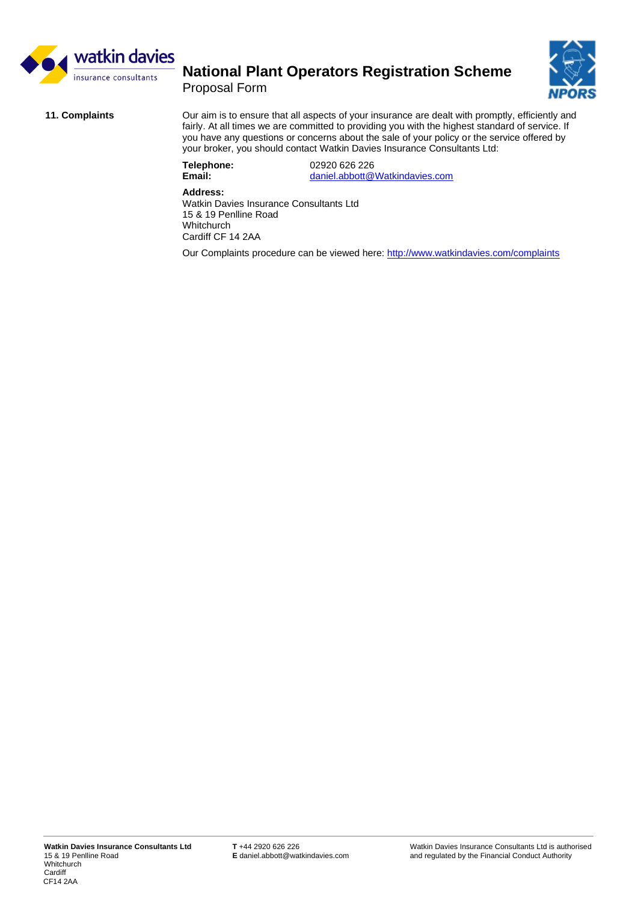## 11. Complaints

Our aim is to ensure that all aspects of your insurance are dealt with promptly, efficiently and fairly. At all times we are committed to providing you with the highest standard of service. If you have any questions or concerns about the sale of your policy or the service offered by your broker, you should contact Watkin Davies Insurance Consultants Ltd:

**Telephone:** 02920 626 226
**Email:** daniel.abbott@Watkindavies.com

**Address:**
Watkin Davies Insurance Consultants Ltd
15 & 19 Penlline Road
Whitchurch
Cardiff CF 14 2AA

Our Complaints procedure can be viewed here: http://www.watkindavies.com/complaints